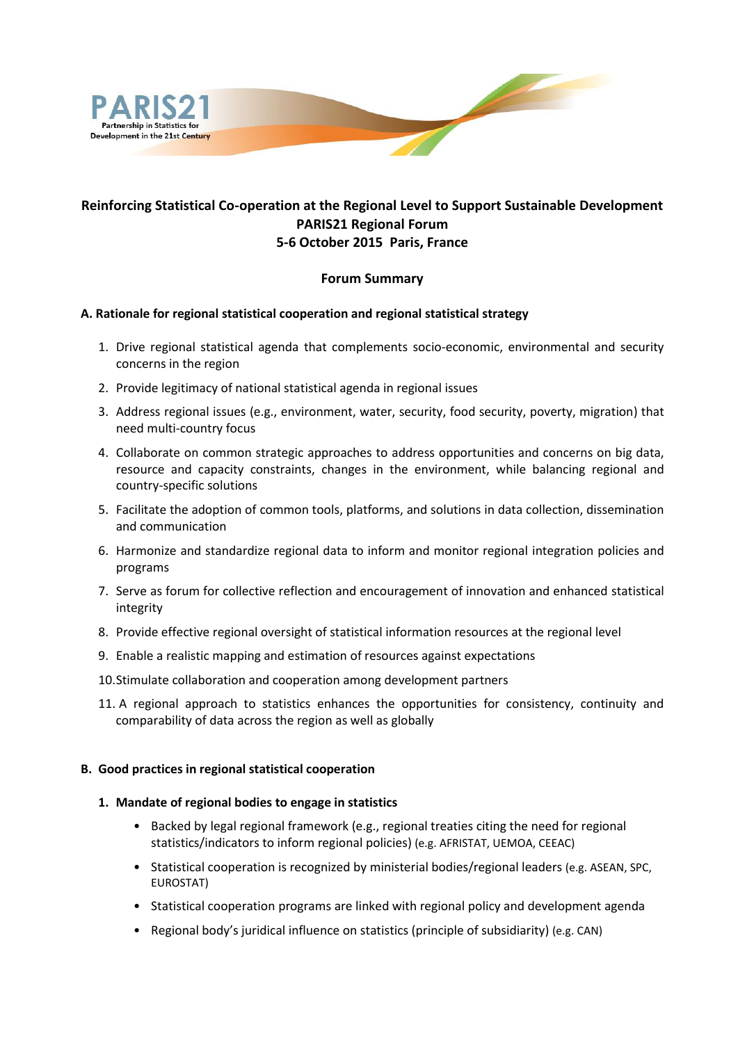# Reinforcing Statistical Co-operation at the Regional Level to Support Sustainable Development
## PARIS21 Regional Forum
## 5-6 October 2015 Paris, France

### Forum Summary

#### A. Rationale for regional statistical cooperation and regional statistical strategy

1. Drive regional statistical agenda that complements socio-economic, environmental and security concerns in the region
2. Provide legitimacy of national statistical agenda in regional issues
3. Address regional issues (e.g., environment, water, security, food security, poverty, migration) that need multi-country focus
4. Collaborate on common strategic approaches to address opportunities and concerns on big data, resource and capacity constraints, changes in the environment, while balancing regional and country-specific solutions
5. Facilitate the adoption of common tools, platforms, and solutions in data collection, dissemination and communication
6. Harmonize and standardize regional data to inform and monitor regional integration policies and programs
7. Serve as forum for collective reflection and encouragement of innovation and enhanced statistical integrity
8. Provide effective regional oversight of statistical information resources at the regional level
9. Enable a realistic mapping and estimation of resources against expectations
10. Stimulate collaboration and cooperation among development partners
11. A regional approach to statistics enhances the opportunities for consistency, continuity and comparability of data across the region as well as globally

#### B. Good practices in regional statistical cooperation

1. **Mandate of regional bodies to engage in statistics**
   - Backed by legal regional framework (e.g., regional treaties citing the need for regional statistics/indicators to inform regional policies) (e.g. AFRISTAT, UEMOA, CEEAC)
   - Statistical cooperation is recognized by ministerial bodies/regional leaders (e.g. ASEAN, SPC, EUROSTAT)
   - Statistical cooperation programs are linked with regional policy and development agenda
   - Regional body's juridical influence on statistics (principle of subsidiarity) (e.g. CAN)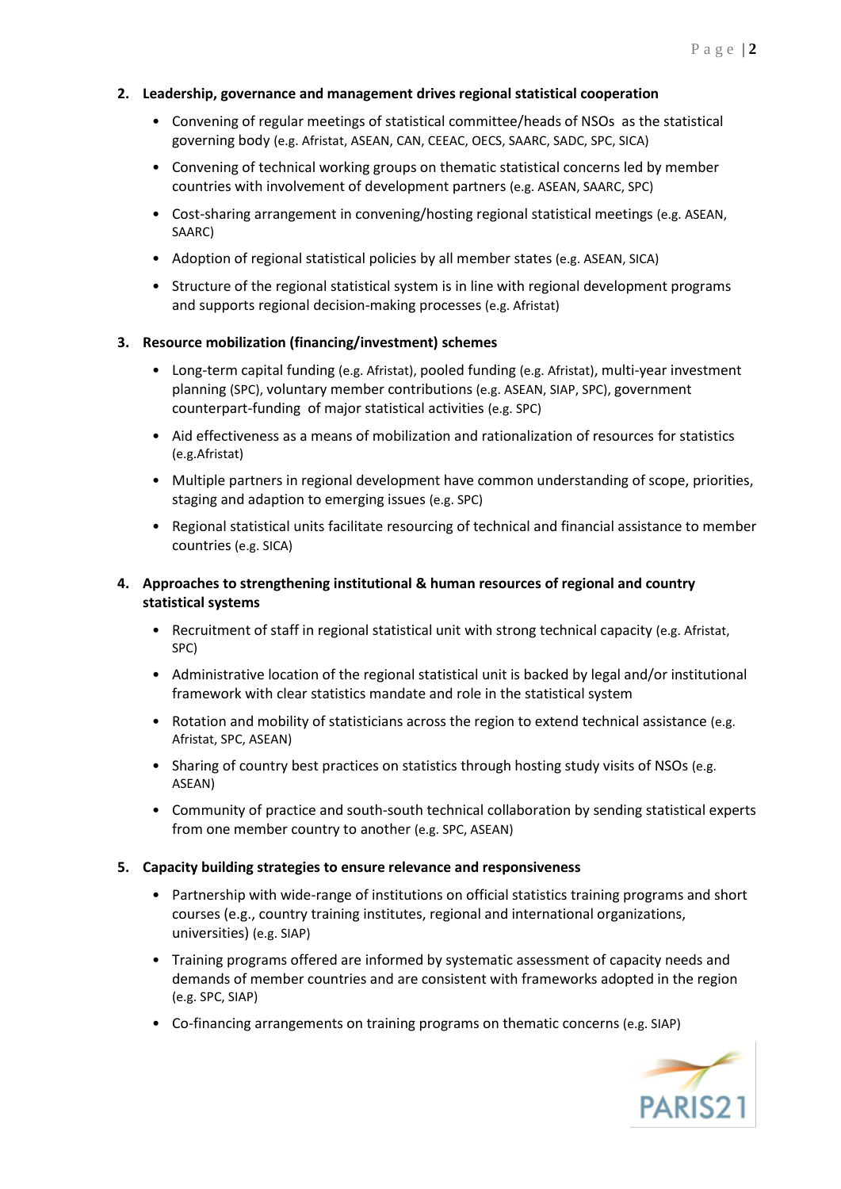2. **Leadership, governance and management drives regional statistical cooperation**

    - Convening of regular meetings of statistical committee/heads of NSOs as the statistical governing body (e.g. Afristat, ASEAN, CAN, CEEAC, OECS, SAARC, SADC, SPC, SICA)
    - Convening of technical working groups on thematic statistical concerns led by member countries with involvement of development partners (e.g. ASEAN, SAARC, SPC)
    - Cost-sharing arrangement in convening/hosting regional statistical meetings (e.g. ASEAN, SAARC)
    - Adoption of regional statistical policies by all member states (e.g. ASEAN, SICA)
    - Structure of the regional statistical system is in line with regional development programs and supports regional decision-making processes (e.g. Afristat)

3. **Resource mobilization (financing/investment) schemes**

    - Long-term capital funding (e.g. Afristat), pooled funding (e.g. Afristat), multi-year investment planning (SPC), voluntary member contributions (e.g. ASEAN, SIAP, SPC), government counterpart-funding of major statistical activities (e.g. SPC)
    - Aid effectiveness as a means of mobilization and rationalization of resources for statistics (e.g.Afristat)
    - Multiple partners in regional development have common understanding of scope, priorities, staging and adaption to emerging issues (e.g. SPC)
    - Regional statistical units facilitate resourcing of technical and financial assistance to member countries (e.g. SICA)

4. **Approaches to strengthening institutional & human resources of regional and country statistical systems**

    - Recruitment of staff in regional statistical unit with strong technical capacity (e.g. Afristat, SPC)
    - Administrative location of the regional statistical unit is backed by legal and/or institutional framework with clear statistics mandate and role in the statistical system
    - Rotation and mobility of statisticians across the region to extend technical assistance (e.g. Afristat, SPC, ASEAN)
    - Sharing of country best practices on statistics through hosting study visits of NSOs (e.g. ASEAN)
    - Community of practice and south-south technical collaboration by sending statistical experts from one member country to another (e.g. SPC, ASEAN)

5. **Capacity building strategies to ensure relevance and responsiveness**

    - Partnership with wide-range of institutions on official statistics training programs and short courses (e.g., country training institutes, regional and international organizations, universities) (e.g. SIAP)
    - Training programs offered are informed by systematic assessment of capacity needs and demands of member countries and are consistent with frameworks adopted in the region (e.g. SPC, SIAP)
    - Co-financing arrangements on training programs on thematic concerns (e.g. SIAP)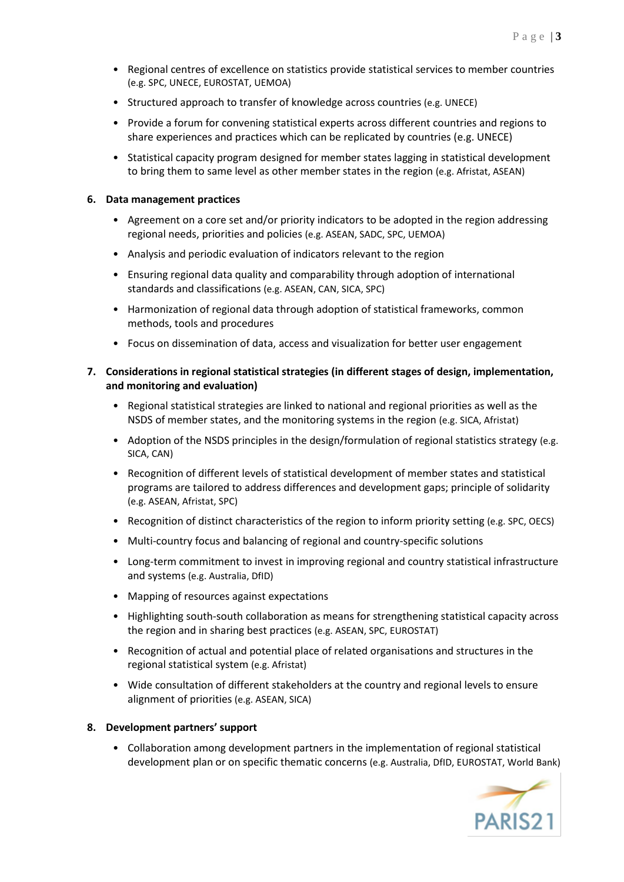- Regional centres of excellence on statistics provide statistical services to member countries (e.g. SPC, UNECE, EUROSTAT, UEMOA)
- Structured approach to transfer of knowledge across countries (e.g. UNECE)
- Provide a forum for convening statistical experts across different countries and regions to share experiences and practices which can be replicated by countries (e.g. UNECE)
- Statistical capacity program designed for member states lagging in statistical development to bring them to same level as other member states in the region (e.g. Afristat, ASEAN)

**6. Data management practices**

- Agreement on a core set and/or priority indicators to be adopted in the region addressing regional needs, priorities and policies (e.g. ASEAN, SADC, SPC, UEMOA)
- Analysis and periodic evaluation of indicators relevant to the region
- Ensuring regional data quality and comparability through adoption of international standards and classifications (e.g. ASEAN, CAN, SICA, SPC)
- Harmonization of regional data through adoption of statistical frameworks, common methods, tools and procedures
- Focus on dissemination of data, access and visualization for better user engagement

**7. Considerations in regional statistical strategies (in different stages of design, implementation, and monitoring and evaluation)**

- Regional statistical strategies are linked to national and regional priorities as well as the NSDS of member states, and the monitoring systems in the region (e.g. SICA, Afristat)
- Adoption of the NSDS principles in the design/formulation of regional statistics strategy (e.g. SICA, CAN)
- Recognition of different levels of statistical development of member states and statistical programs are tailored to address differences and development gaps; principle of solidarity (e.g. ASEAN, Afristat, SPC)
- Recognition of distinct characteristics of the region to inform priority setting (e.g. SPC, OECS)
- Multi-country focus and balancing of regional and country-specific solutions
- Long-term commitment to invest in improving regional and country statistical infrastructure and systems (e.g. Australia, DfID)
- Mapping of resources against expectations
- Highlighting south-south collaboration as means for strengthening statistical capacity across the region and in sharing best practices (e.g. ASEAN, SPC, EUROSTAT)
- Recognition of actual and potential place of related organisations and structures in the regional statistical system (e.g. Afristat)
- Wide consultation of different stakeholders at the country and regional levels to ensure alignment of priorities (e.g. ASEAN, SICA)

**8. Development partners' support**

- Collaboration among development partners in the implementation of regional statistical development plan or on specific thematic concerns (e.g. Australia, DfID, EUROSTAT, World Bank)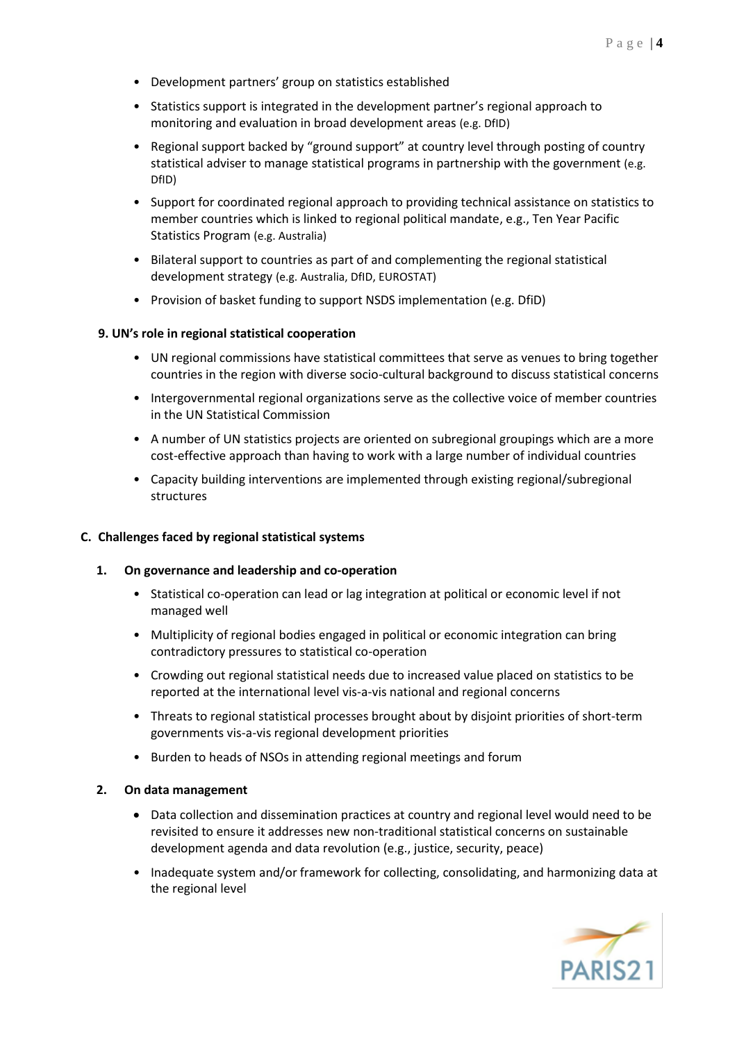- Development partners' group on statistics established
- Statistics support is integrated in the development partner's regional approach to monitoring and evaluation in broad development areas (e.g. DfID)
- Regional support backed by "ground support" at country level through posting of country statistical adviser to manage statistical programs in partnership with the government (e.g. DfID)
- Support for coordinated regional approach to providing technical assistance on statistics to member countries which is linked to regional political mandate, e.g., Ten Year Pacific Statistics Program (e.g. Australia)
- Bilateral support to countries as part of and complementing the regional statistical development strategy (e.g. Australia, DfID, EUROSTAT)
- Provision of basket funding to support NSDS implementation (e.g. DfiD)

**9. UN's role in regional statistical cooperation**

- UN regional commissions have statistical committees that serve as venues to bring together countries in the region with diverse socio-cultural background to discuss statistical concerns
- Intergovernmental regional organizations serve as the collective voice of member countries in the UN Statistical Commission
- A number of UN statistics projects are oriented on subregional groupings which are a more cost-effective approach than having to work with a large number of individual countries
- Capacity building interventions are implemented through existing regional/subregional structures

## C. Challenges faced by regional statistical systems

**1. On governance and leadership and co-operation**

- Statistical co-operation can lead or lag integration at political or economic level if not managed well
- Multiplicity of regional bodies engaged in political or economic integration can bring contradictory pressures to statistical co-operation
- Crowding out regional statistical needs due to increased value placed on statistics to be reported at the international level vis-a-vis national and regional concerns
- Threats to regional statistical processes brought about by disjoint priorities of short-term governments vis-a-vis regional development priorities
- Burden to heads of NSOs in attending regional meetings and forum

**2. On data management**

- Data collection and dissemination practices at country and regional level would need to be revisited to ensure it addresses new non-traditional statistical concerns on sustainable development agenda and data revolution (e.g., justice, security, peace)
- Inadequate system and/or framework for collecting, consolidating, and harmonizing data at the regional level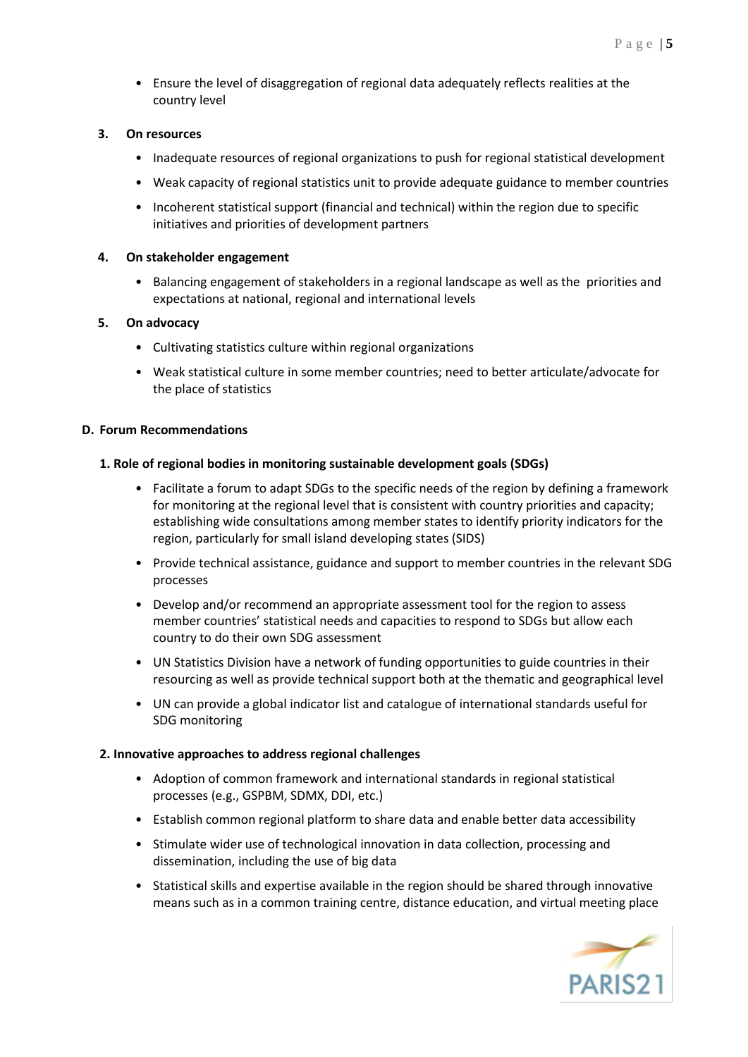- Ensure the level of disaggregation of regional data adequately reflects realities at the country level

**3. On resources**

- Inadequate resources of regional organizations to push for regional statistical development
- Weak capacity of regional statistics unit to provide adequate guidance to member countries
- Incoherent statistical support (financial and technical) within the region due to specific initiatives and priorities of development partners

**4. On stakeholder engagement**

- Balancing engagement of stakeholders in a regional landscape as well as the priorities and expectations at national, regional and international levels

**5. On advocacy**

- Cultivating statistics culture within regional organizations
- Weak statistical culture in some member countries; need to better articulate/advocate for the place of statistics

## D. Forum Recommendations

### 1. Role of regional bodies in monitoring sustainable development goals (SDGs)

- Facilitate a forum to adapt SDGs to the specific needs of the region by defining a framework for monitoring at the regional level that is consistent with country priorities and capacity; establishing wide consultations among member states to identify priority indicators for the region, particularly for small island developing states (SIDS)
- Provide technical assistance, guidance and support to member countries in the relevant SDG processes
- Develop and/or recommend an appropriate assessment tool for the region to assess member countries' statistical needs and capacities to respond to SDGs but allow each country to do their own SDG assessment
- UN Statistics Division have a network of funding opportunities to guide countries in their resourcing as well as provide technical support both at the thematic and geographical level
- UN can provide a global indicator list and catalogue of international standards useful for SDG monitoring

### 2. Innovative approaches to address regional challenges

- Adoption of common framework and international standards in regional statistical processes (e.g., GSPBM, SDMX, DDI, etc.)
- Establish common regional platform to share data and enable better data accessibility
- Stimulate wider use of technological innovation in data collection, processing and dissemination, including the use of big data
- Statistical skills and expertise available in the region should be shared through innovative means such as in a common training centre, distance education, and virtual meeting place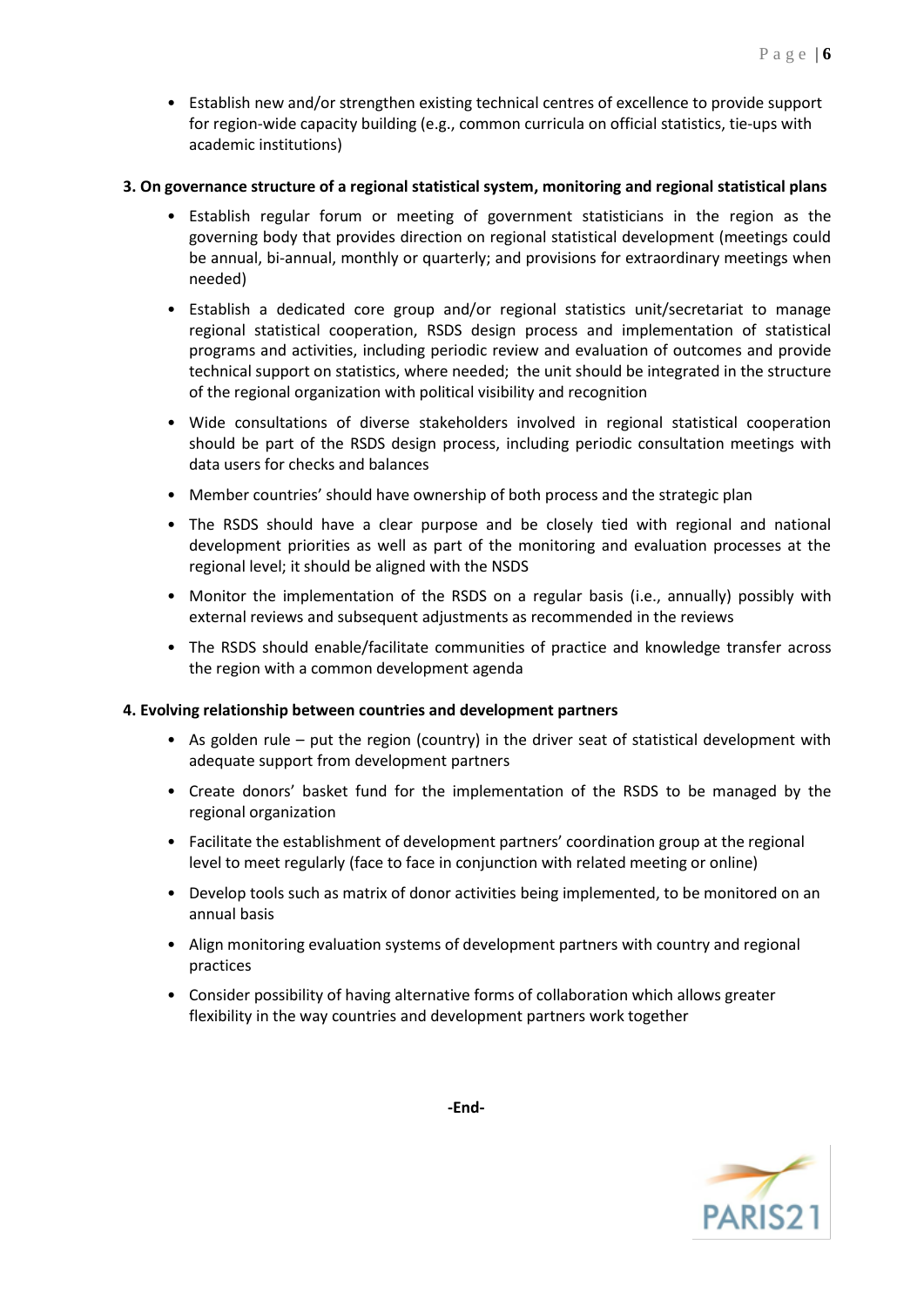- Establish new and/or strengthen existing technical centres of excellence to provide support for region-wide capacity building (e.g., common curricula on official statistics, tie-ups with academic institutions)

**3. On governance structure of a regional statistical system, monitoring and regional statistical plans**

- Establish regular forum or meeting of government statisticians in the region as the governing body that provides direction on regional statistical development (meetings could be annual, bi-annual, monthly or quarterly; and provisions for extraordinary meetings when needed)
- Establish a dedicated core group and/or regional statistics unit/secretariat to manage regional statistical cooperation, RSDS design process and implementation of statistical programs and activities, including periodic review and evaluation of outcomes and provide technical support on statistics, where needed; the unit should be integrated in the structure of the regional organization with political visibility and recognition
- Wide consultations of diverse stakeholders involved in regional statistical cooperation should be part of the RSDS design process, including periodic consultation meetings with data users for checks and balances
- Member countries' should have ownership of both process and the strategic plan
- The RSDS should have a clear purpose and be closely tied with regional and national development priorities as well as part of the monitoring and evaluation processes at the regional level; it should be aligned with the NSDS
- Monitor the implementation of the RSDS on a regular basis (i.e., annually) possibly with external reviews and subsequent adjustments as recommended in the reviews
- The RSDS should enable/facilitate communities of practice and knowledge transfer across the region with a common development agenda

**4. Evolving relationship between countries and development partners**

- As golden rule – put the region (country) in the driver seat of statistical development with adequate support from development partners
- Create donors' basket fund for the implementation of the RSDS to be managed by the regional organization
- Facilitate the establishment of development partners' coordination group at the regional level to meet regularly (face to face in conjunction with related meeting or online)
- Develop tools such as matrix of donor activities being implemented, to be monitored on an annual basis
- Align monitoring evaluation systems of development partners with country and regional practices
- Consider possibility of having alternative forms of collaboration which allows greater flexibility in the way countries and development partners work together

**-End-**